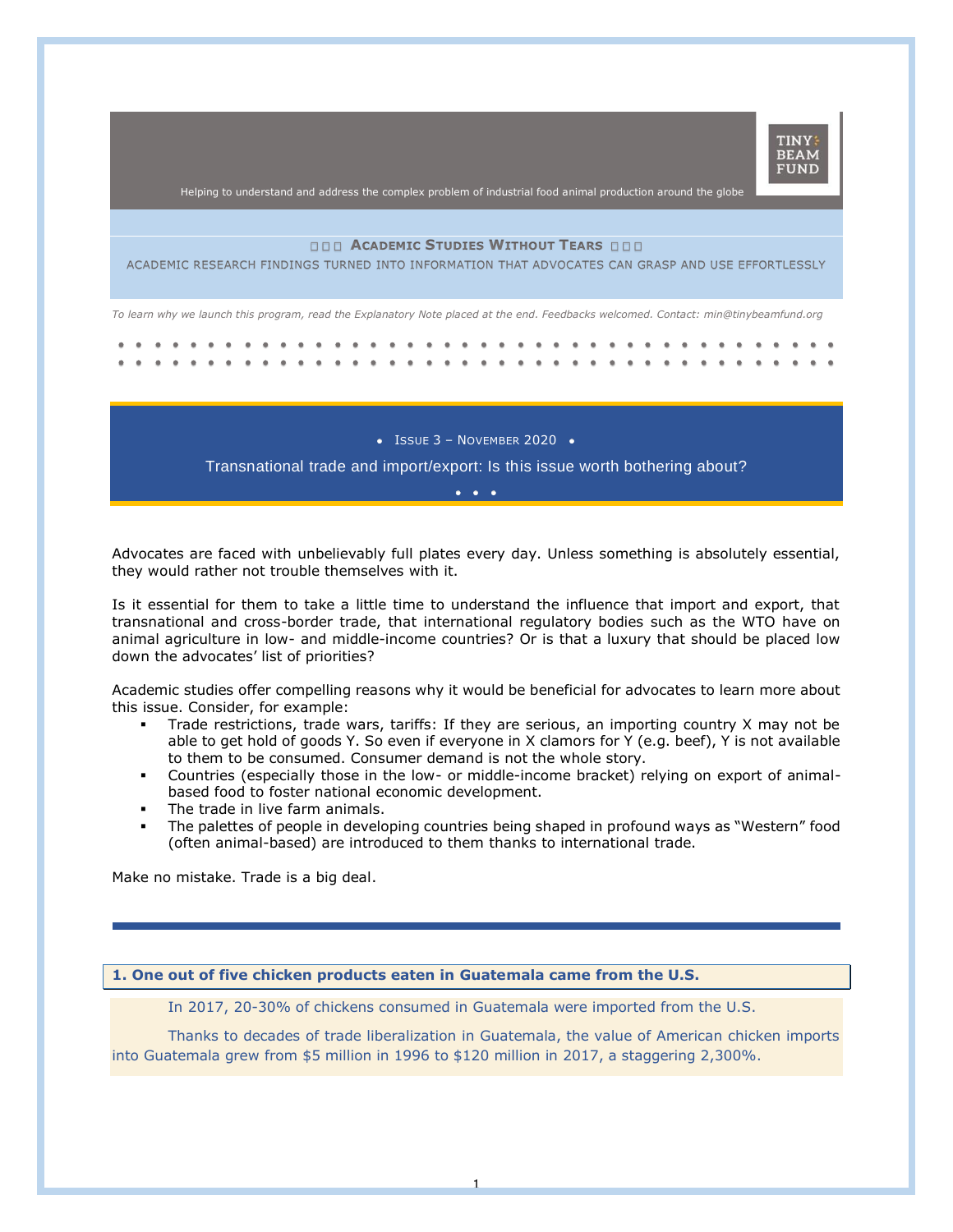TINY BEAM FUND

Helping to understand and address the complex problem of industrial food animal production around the globe

**ACADEMIC STUDIES WITHOUT TEARS**

ACADEMIC RESEARCH FINDINGS TURNED INTO INFORMATION THAT ADVOCATES CAN GRASP AND USE EFFORTLESSLY

*To learn why we launch this program, read the Explanatory Note placed at the end. Feedbacks welcomed. Contact: min@tinybeamfund.org*

• ISSUE 3 – NOVEMBER 2020 •

## Transnational trade and import/export: Is this issue worth bothering about?

Advocates are faced with unbelievably full plates every day. Unless something is absolutely essential, they would rather not trouble themselves with it.

Is it essential for them to take a little time to understand the influence that import and export, that transnational and cross-border trade, that international regulatory bodies such as the WTO have on animal agriculture in low- and middle-income countries? Or is that a luxury that should be placed low down the advocates' list of priorities?

Academic studies offer compelling reasons why it would be beneficial for advocates to learn more about this issue. Consider, for example:

- Trade restrictions, trade wars, tariffs: If they are serious, an importing country X may not be able to get hold of goods Y. So even if everyone in X clamors for Y (e.g. beef), Y is not available to them to be consumed. Consumer demand is not the whole story.
- Countries (especially those in the low- or middle-income bracket) relying on export of animal-based food to foster national economic development.
- The trade in live farm animals.
- The palettes of people in developing countries being shaped in profound ways as "Western" food (often animal-based) are introduced to them thanks to international trade.

Make no mistake. Trade is a big deal.

### 1. One out of five chicken products eaten in Guatemala came from the U.S.

In 2017, 20-30% of chickens consumed in Guatemala were imported from the U.S.

Thanks to decades of trade liberalization in Guatemala, the value of American chicken imports into Guatemala grew from $5 million in 1996 to $120 million in 2017, a staggering 2,300%.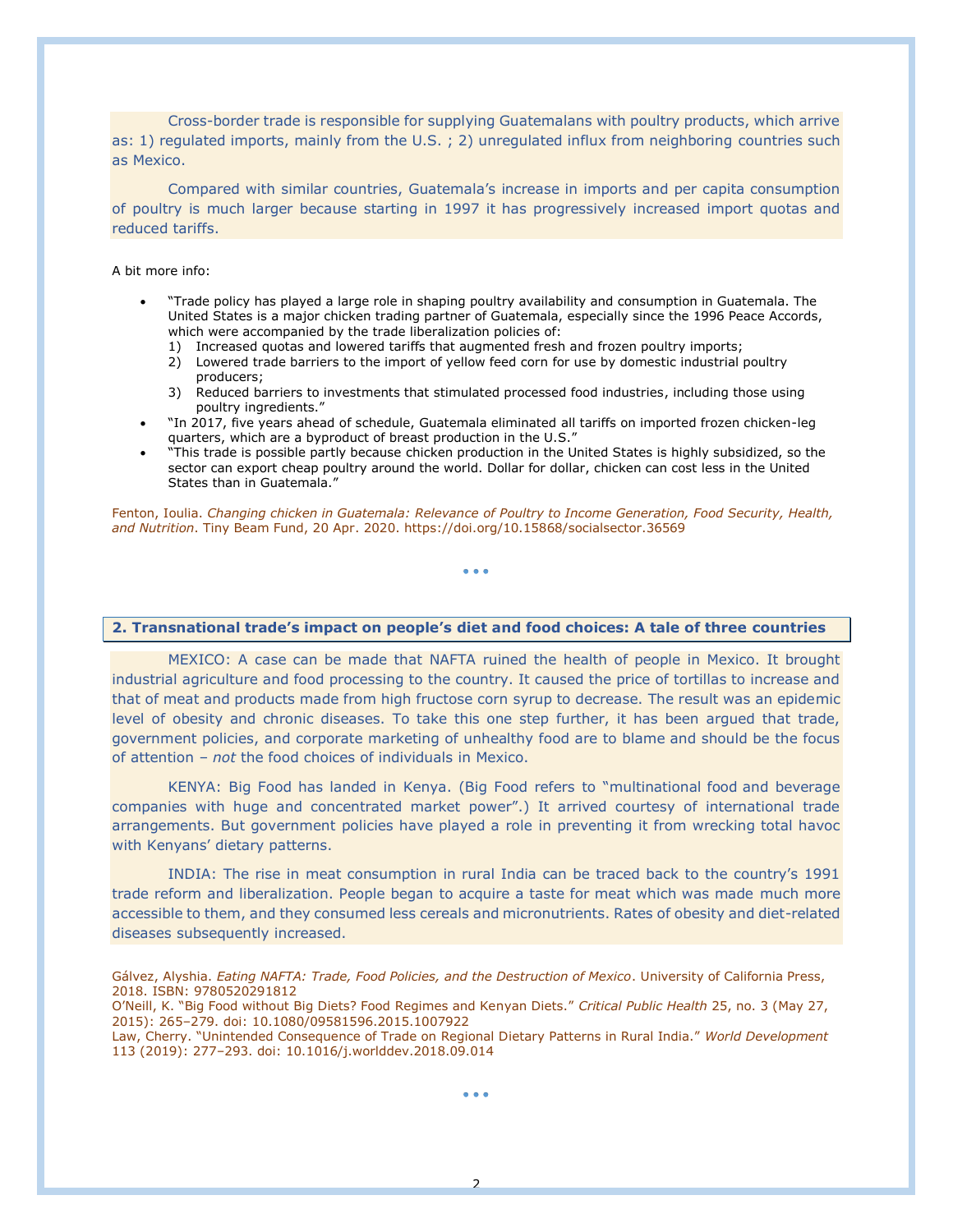Cross-border trade is responsible for supplying Guatemalans with poultry products, which arrive as: 1) regulated imports, mainly from the U.S. ; 2) unregulated influx from neighboring countries such as Mexico.

Compared with similar countries, Guatemala's increase in imports and per capita consumption of poultry is much larger because starting in 1997 it has progressively increased import quotas and reduced tariffs.

A bit more info:

- "Trade policy has played a large role in shaping poultry availability and consumption in Guatemala. The United States is a major chicken trading partner of Guatemala, especially since the 1996 Peace Accords, which were accompanied by the trade liberalization policies of:
    1) Increased quotas and lowered tariffs that augmented fresh and frozen poultry imports;
    2) Lowered trade barriers to the import of yellow feed corn for use by domestic industrial poultry producers;
    3) Reduced barriers to investments that stimulated processed food industries, including those using poultry ingredients."
- "In 2017, five years ahead of schedule, Guatemala eliminated all tariffs on imported frozen chicken-leg quarters, which are a byproduct of breast production in the U.S."
- "This trade is possible partly because chicken production in the United States is highly subsidized, so the sector can export cheap poultry around the world. Dollar for dollar, chicken can cost less in the United States than in Guatemala."

Fenton, Ioulia. *Changing chicken in Guatemala: Relevance of Poultry to Income Generation, Food Security, Health, and Nutrition*. Tiny Beam Fund, 20 Apr. 2020. https://doi.org/10.15868/socialsector.36569

• • •

## 2. Transnational trade's impact on people's diet and food choices: A tale of three countries

MEXICO: A case can be made that NAFTA ruined the health of people in Mexico. It brought industrial agriculture and food processing to the country. It caused the price of tortillas to increase and that of meat and products made from high fructose corn syrup to decrease. The result was an epidemic level of obesity and chronic diseases. To take this one step further, it has been argued that trade, government policies, and corporate marketing of unhealthy food are to blame and should be the focus of attention – *not* the food choices of individuals in Mexico.

KENYA: Big Food has landed in Kenya. (Big Food refers to "multinational food and beverage companies with huge and concentrated market power".) It arrived courtesy of international trade arrangements. But government policies have played a role in preventing it from wrecking total havoc with Kenyans' dietary patterns.

INDIA: The rise in meat consumption in rural India can be traced back to the country's 1991 trade reform and liberalization. People began to acquire a taste for meat which was made much more accessible to them, and they consumed less cereals and micronutrients. Rates of obesity and diet-related diseases subsequently increased.

Gálvez, Alyshia. *Eating NAFTA: Trade, Food Policies, and the Destruction of Mexico*. University of California Press, 2018. ISBN: 9780520291812
O'Neill, K. "Big Food without Big Diets? Food Regimes and Kenyan Diets." *Critical Public Health* 25, no. 3 (May 27, 2015): 265–279. doi: 10.1080/09581596.2015.1007922
Law, Cherry. "Unintended Consequence of Trade on Regional Dietary Patterns in Rural India." *World Development* 113 (2019): 277–293. doi: 10.1016/j.worlddev.2018.09.014

• • •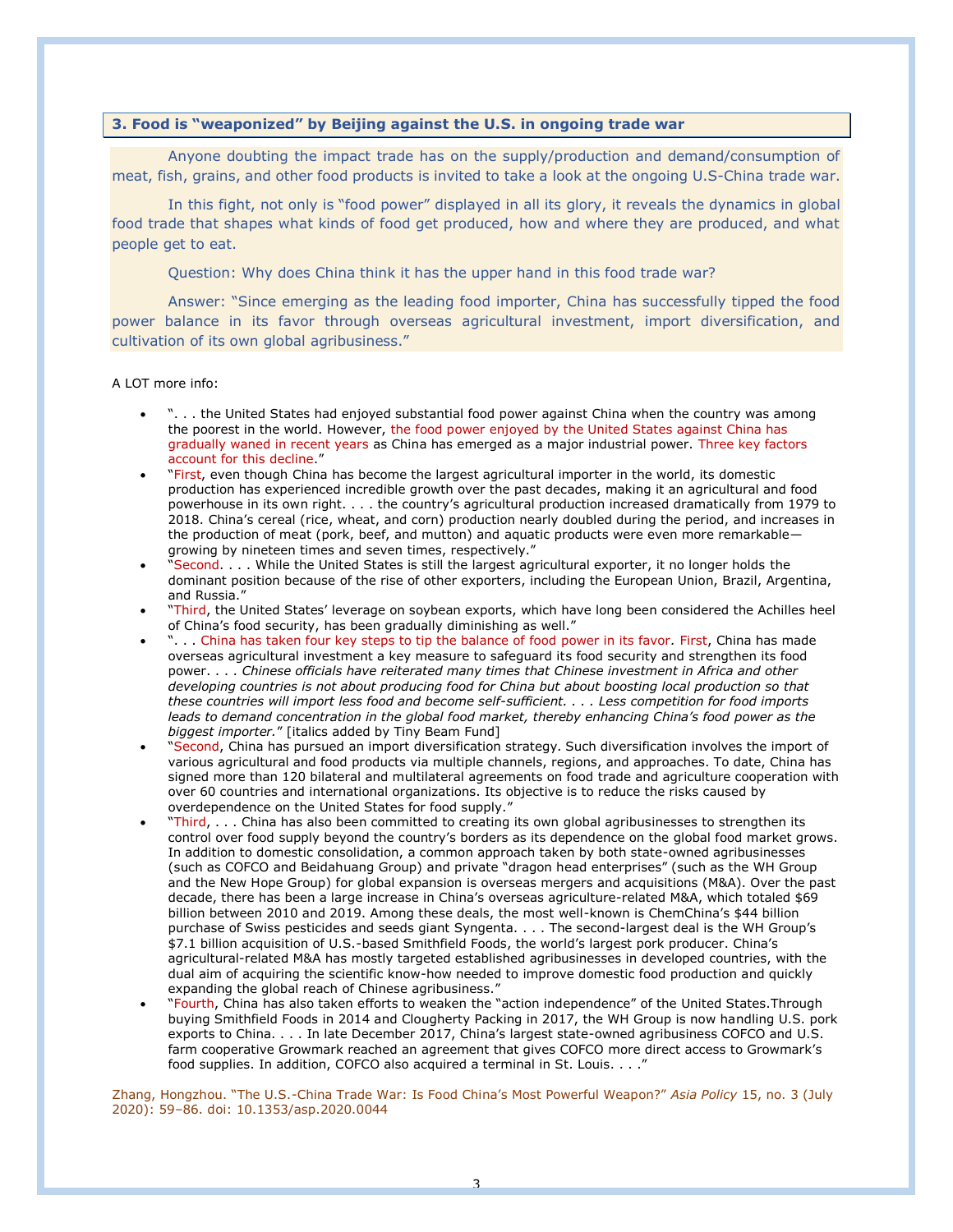### 3. Food is "weaponized" by Beijing against the U.S. in ongoing trade war

Anyone doubting the impact trade has on the supply/production and demand/consumption of meat, fish, grains, and other food products is invited to take a look at the ongoing U.S-China trade war.

In this fight, not only is "food power" displayed in all its glory, it reveals the dynamics in global food trade that shapes what kinds of food get produced, how and where they are produced, and what people get to eat.

Question: Why does China think it has the upper hand in this food trade war?

Answer: "Since emerging as the leading food importer, China has successfully tipped the food power balance in its favor through overseas agricultural investment, import diversification, and cultivation of its own global agribusiness."

A LOT more info:

- ". . . the United States had enjoyed substantial food power against China when the country was among the poorest in the world. However, the food power enjoyed by the United States against China has gradually waned in recent years as China has emerged as a major industrial power. Three key factors account for this decline."
- "First, even though China has become the largest agricultural importer in the world, its domestic production has experienced incredible growth over the past decades, making it an agricultural and food powerhouse in its own right. . . . the country's agricultural production increased dramatically from 1979 to 2018. China's cereal (rice, wheat, and corn) production nearly doubled during the period, and increases in the production of meat (pork, beef, and mutton) and aquatic products were even more remarkable—growing by nineteen times and seven times, respectively."
- "Second. . . . While the United States is still the largest agricultural exporter, it no longer holds the dominant position because of the rise of other exporters, including the European Union, Brazil, Argentina, and Russia."
- "Third, the United States' leverage on soybean exports, which have long been considered the Achilles heel of China's food security, has been gradually diminishing as well."
- ". . . China has taken four key steps to tip the balance of food power in its favor. First, China has made overseas agricultural investment a key measure to safeguard its food security and strengthen its food power. . . . *Chinese officials have reiterated many times that Chinese investment in Africa and other developing countries is not about producing food for China but about boosting local production so that these countries will import less food and become self-sufficient. . . . Less competition for food imports leads to demand concentration in the global food market, thereby enhancing China's food power as the biggest importer.*" [italics added by Tiny Beam Fund]
- "Second, China has pursued an import diversification strategy. Such diversification involves the import of various agricultural and food products via multiple channels, regions, and approaches. To date, China has signed more than 120 bilateral and multilateral agreements on food trade and agriculture cooperation with over 60 countries and international organizations. Its objective is to reduce the risks caused by overdependence on the United States for food supply."
- "Third, . . . China has also been committed to creating its own global agribusinesses to strengthen its control over food supply beyond the country's borders as its dependence on the global food market grows. In addition to domestic consolidation, a common approach taken by both state-owned agribusinesses (such as COFCO and Beidahuang Group) and private "dragon head enterprises" (such as the WH Group and the New Hope Group) for global expansion is overseas mergers and acquisitions (M&A). Over the past decade, there has been a large increase in China's overseas agriculture-related M&A, which totaled $69 billion between 2010 and 2019. Among these deals, the most well-known is ChemChina's $44 billion purchase of Swiss pesticides and seeds giant Syngenta. . . . The second-largest deal is the WH Group's $7.1 billion acquisition of U.S.-based Smithfield Foods, the world's largest pork producer. China's agricultural-related M&A has mostly targeted established agribusinesses in developed countries, with the dual aim of acquiring the scientific know-how needed to improve domestic food production and quickly expanding the global reach of Chinese agribusiness."
- "Fourth, China has also taken efforts to weaken the "action independence" of the United States.Through buying Smithfield Foods in 2014 and Clougherty Packing in 2017, the WH Group is now handling U.S. pork exports to China. . . . In late December 2017, China's largest state-owned agribusiness COFCO and U.S. farm cooperative Growmark reached an agreement that gives COFCO more direct access to Growmark's food supplies. In addition, COFCO also acquired a terminal in St. Louis. . . ."

Zhang, Hongzhou. "The U.S.-China Trade War: Is Food China's Most Powerful Weapon?" *Asia Policy* 15, no. 3 (July 2020): 59–86. doi: 10.1353/asp.2020.0044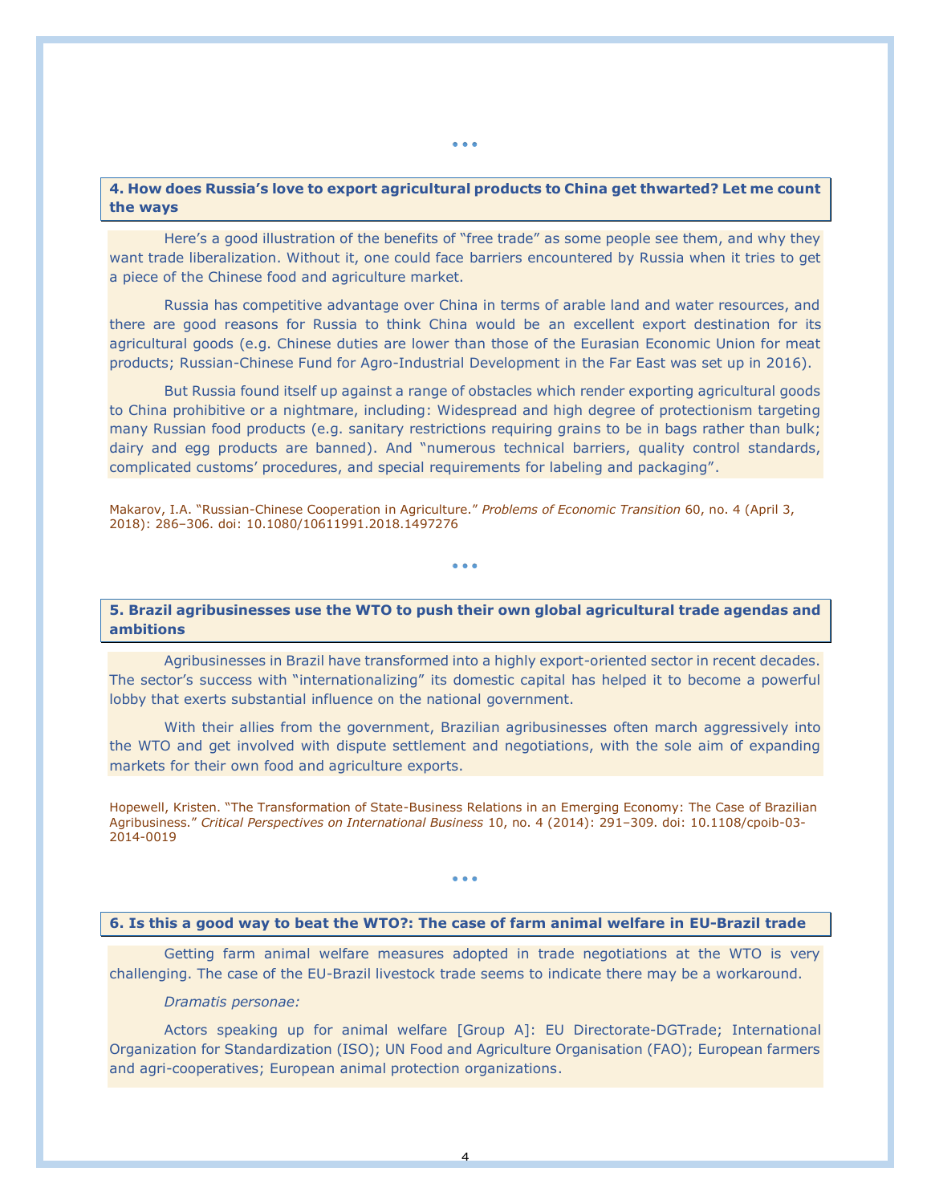• • •

### 4. How does Russia's love to export agricultural products to China get thwarted? Let me count the ways

Here's a good illustration of the benefits of "free trade" as some people see them, and why they want trade liberalization. Without it, one could face barriers encountered by Russia when it tries to get a piece of the Chinese food and agriculture market.

Russia has competitive advantage over China in terms of arable land and water resources, and there are good reasons for Russia to think China would be an excellent export destination for its agricultural goods (e.g. Chinese duties are lower than those of the Eurasian Economic Union for meat products; Russian-Chinese Fund for Agro-Industrial Development in the Far East was set up in 2016).

But Russia found itself up against a range of obstacles which render exporting agricultural goods to China prohibitive or a nightmare, including: Widespread and high degree of protectionism targeting many Russian food products (e.g. sanitary restrictions requiring grains to be in bags rather than bulk; dairy and egg products are banned). And "numerous technical barriers, quality control standards, complicated customs' procedures, and special requirements for labeling and packaging".

Makarov, I.A. "Russian-Chinese Cooperation in Agriculture." *Problems of Economic Transition* 60, no. 4 (April 3, 2018): 286–306. doi: 10.1080/10611991.2018.1497276

• • •

### 5. Brazil agribusinesses use the WTO to push their own global agricultural trade agendas and ambitions

Agribusinesses in Brazil have transformed into a highly export-oriented sector in recent decades. The sector's success with "internationalizing" its domestic capital has helped it to become a powerful lobby that exerts substantial influence on the national government.

With their allies from the government, Brazilian agribusinesses often march aggressively into the WTO and get involved with dispute settlement and negotiations, with the sole aim of expanding markets for their own food and agriculture exports.

Hopewell, Kristen. "The Transformation of State-Business Relations in an Emerging Economy: The Case of Brazilian Agribusiness." *Critical Perspectives on International Business* 10, no. 4 (2014): 291–309. doi: 10.1108/cpoib-03-2014-0019

• • •

### 6. Is this a good way to beat the WTO?: The case of farm animal welfare in EU-Brazil trade

Getting farm animal welfare measures adopted in trade negotiations at the WTO is very challenging. The case of the EU-Brazil livestock trade seems to indicate there may be a workaround.

*Dramatis personae:*

Actors speaking up for animal welfare [Group A]: EU Directorate-DGTrade; International Organization for Standardization (ISO); UN Food and Agriculture Organisation (FAO); European farmers and agri-cooperatives; European animal protection organizations.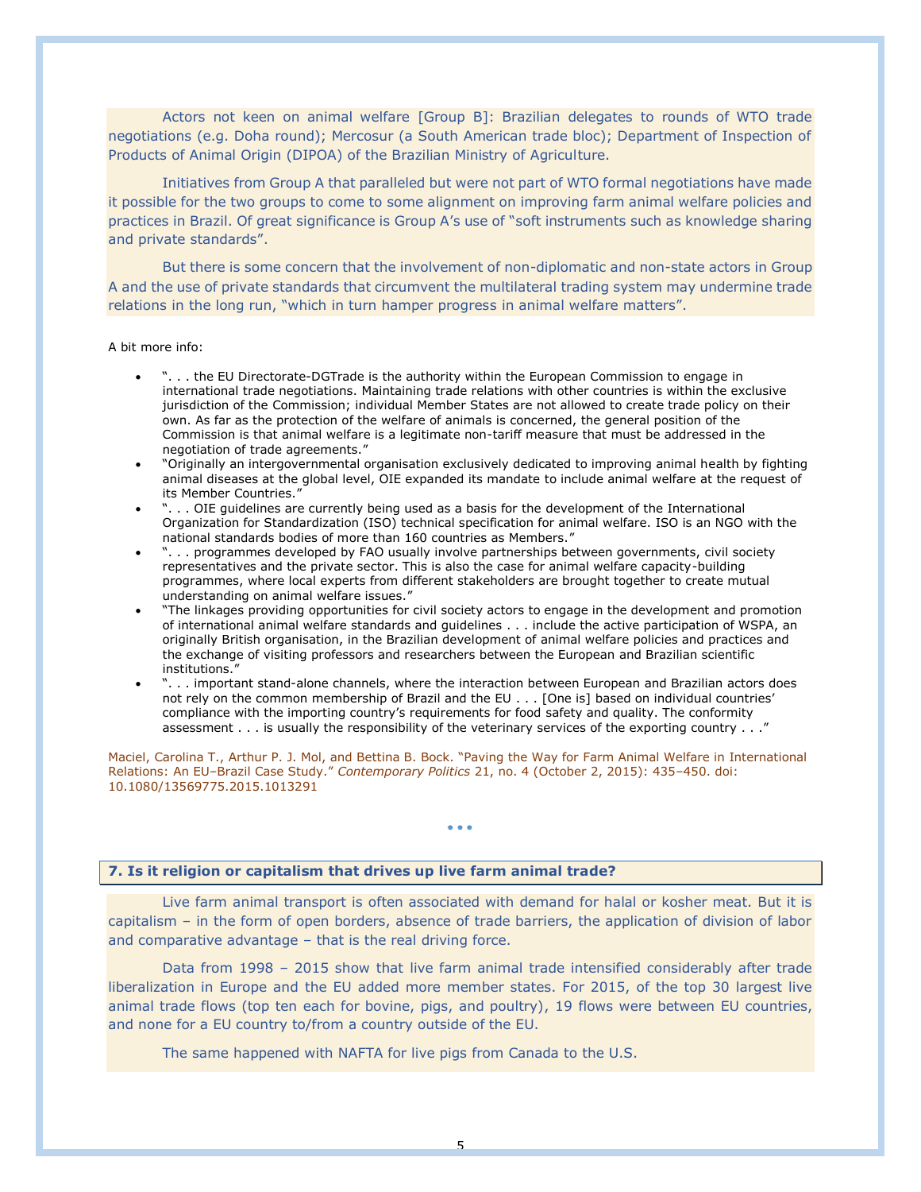Actors not keen on animal welfare [Group B]: Brazilian delegates to rounds of WTO trade negotiations (e.g. Doha round); Mercosur (a South American trade bloc); Department of Inspection of Products of Animal Origin (DIPOA) of the Brazilian Ministry of Agriculture.

Initiatives from Group A that paralleled but were not part of WTO formal negotiations have made it possible for the two groups to come to some alignment on improving farm animal welfare policies and practices in Brazil. Of great significance is Group A's use of "soft instruments such as knowledge sharing and private standards".

But there is some concern that the involvement of non-diplomatic and non-state actors in Group A and the use of private standards that circumvent the multilateral trading system may undermine trade relations in the long run, "which in turn hamper progress in animal welfare matters".

A bit more info:

- ". . . the EU Directorate-DGTrade is the authority within the European Commission to engage in international trade negotiations. Maintaining trade relations with other countries is within the exclusive jurisdiction of the Commission; individual Member States are not allowed to create trade policy on their own. As far as the protection of the welfare of animals is concerned, the general position of the Commission is that animal welfare is a legitimate non-tariff measure that must be addressed in the negotiation of trade agreements."
- "Originally an intergovernmental organisation exclusively dedicated to improving animal health by fighting animal diseases at the global level, OIE expanded its mandate to include animal welfare at the request of its Member Countries."
- ". . . OIE guidelines are currently being used as a basis for the development of the International Organization for Standardization (ISO) technical specification for animal welfare. ISO is an NGO with the national standards bodies of more than 160 countries as Members."
- ". . . programmes developed by FAO usually involve partnerships between governments, civil society representatives and the private sector. This is also the case for animal welfare capacity-building programmes, where local experts from different stakeholders are brought together to create mutual understanding on animal welfare issues."
- "The linkages providing opportunities for civil society actors to engage in the development and promotion of international animal welfare standards and guidelines . . . include the active participation of WSPA, an originally British organisation, in the Brazilian development of animal welfare policies and practices and the exchange of visiting professors and researchers between the European and Brazilian scientific institutions."
- ". . . important stand-alone channels, where the interaction between European and Brazilian actors does not rely on the common membership of Brazil and the EU . . . [One is] based on individual countries' compliance with the importing country's requirements for food safety and quality. The conformity assessment . . . is usually the responsibility of the veterinary services of the exporting country . . ."

Maciel, Carolina T., Arthur P. J. Mol, and Bettina B. Bock. "Paving the Way for Farm Animal Welfare in International Relations: An EU–Brazil Case Study." *Contemporary Politics* 21, no. 4 (October 2, 2015): 435–450. doi: 10.1080/13569775.2015.1013291

• • •

## 7. Is it religion or capitalism that drives up live farm animal trade?

Live farm animal transport is often associated with demand for halal or kosher meat. But it is capitalism – in the form of open borders, absence of trade barriers, the application of division of labor and comparative advantage – that is the real driving force.

Data from 1998 – 2015 show that live farm animal trade intensified considerably after trade liberalization in Europe and the EU added more member states. For 2015, of the top 30 largest live animal trade flows (top ten each for bovine, pigs, and poultry), 19 flows were between EU countries, and none for a EU country to/from a country outside of the EU.

The same happened with NAFTA for live pigs from Canada to the U.S.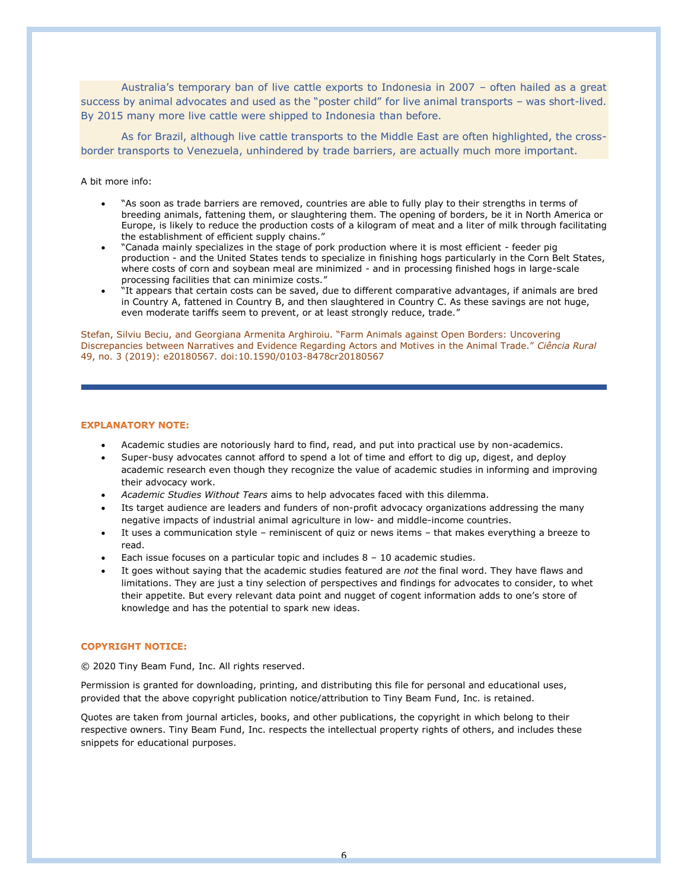Australia's temporary ban of live cattle exports to Indonesia in 2007 – often hailed as a great success by animal advocates and used as the "poster child" for live animal transports – was short-lived. By 2015 many more live cattle were shipped to Indonesia than before.

As for Brazil, although live cattle transports to the Middle East are often highlighted, the cross-border transports to Venezuela, unhindered by trade barriers, are actually much more important.

A bit more info:

- "As soon as trade barriers are removed, countries are able to fully play to their strengths in terms of breeding animals, fattening them, or slaughtering them. The opening of borders, be it in North America or Europe, is likely to reduce the production costs of a kilogram of meat and a liter of milk through facilitating the establishment of efficient supply chains."
- "Canada mainly specializes in the stage of pork production where it is most efficient - feeder pig production - and the United States tends to specialize in finishing hogs particularly in the Corn Belt States, where costs of corn and soybean meal are minimized - and in processing finished hogs in large-scale processing facilities that can minimize costs."
- "It appears that certain costs can be saved, due to different comparative advantages, if animals are bred in Country A, fattened in Country B, and then slaughtered in Country C. As these savings are not huge, even moderate tariffs seem to prevent, or at least strongly reduce, trade."

Stefan, Silviu Beciu, and Georgiana Armenita Arghiroiu. "Farm Animals against Open Borders: Uncovering Discrepancies between Narratives and Evidence Regarding Actors and Motives in the Animal Trade." *Ciência Rural* 49, no. 3 (2019): e20180567. doi:10.1590/0103-8478cr20180567

---

**EXPLANATORY NOTE:**

- Academic studies are notoriously hard to find, read, and put into practical use by non-academics.
- Super-busy advocates cannot afford to spend a lot of time and effort to dig up, digest, and deploy academic research even though they recognize the value of academic studies in informing and improving their advocacy work.
- *Academic Studies Without Tears* aims to help advocates faced with this dilemma.
- Its target audience are leaders and funders of non-profit advocacy organizations addressing the many negative impacts of industrial animal agriculture in low- and middle-income countries.
- It uses a communication style – reminiscent of quiz or news items – that makes everything a breeze to read.
- Each issue focuses on a particular topic and includes 8 – 10 academic studies.
- It goes without saying that the academic studies featured are *not* the final word. They have flaws and limitations. They are just a tiny selection of perspectives and findings for advocates to consider, to whet their appetite. But every relevant data point and nugget of cogent information adds to one's store of knowledge and has the potential to spark new ideas.

**COPYRIGHT NOTICE:**

© 2020 Tiny Beam Fund, Inc. All rights reserved.

Permission is granted for downloading, printing, and distributing this file for personal and educational uses, provided that the above copyright publication notice/attribution to Tiny Beam Fund, Inc. is retained.

Quotes are taken from journal articles, books, and other publications, the copyright in which belong to their respective owners. Tiny Beam Fund, Inc. respects the intellectual property rights of others, and includes these snippets for educational purposes.